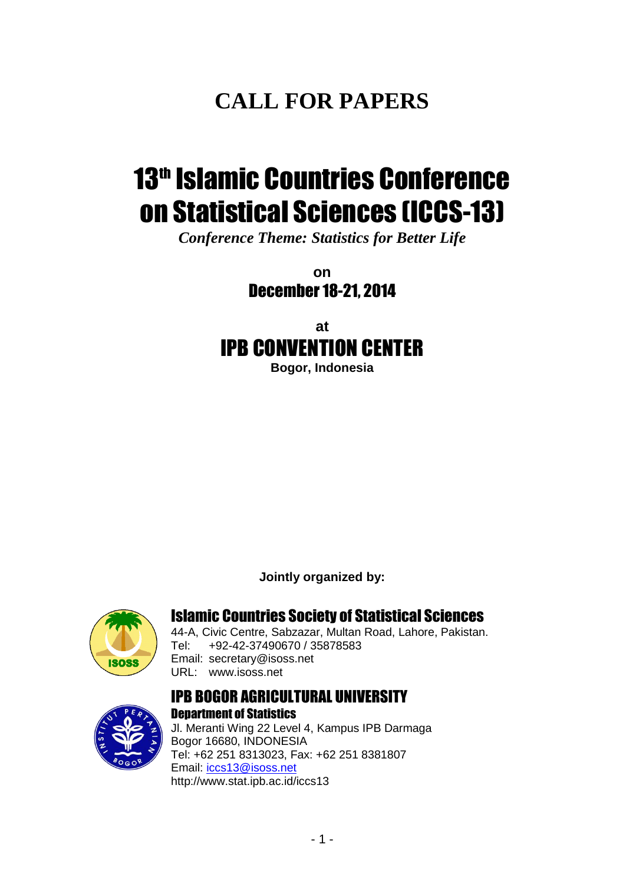# CALL FOR PAPERS

# 13th Islamic Countries Conference on Statistical Sciences (ICCS-13)

*Conference Theme: Statistics for Better Life*

**on**

## December 18-21, 2014

**at**

## IPB CONVENTION CENTER

**Bogor, Indonesia**

**Jointly organized by:**

### Islamic Countries Society of Statistical Sciences

44-A, Civic Centre, Sabzazar, Multan Road, Lahore, Pakistan.
Tel: +92-42-37490670 / 35878583
Email: secretary@isoss.net
URL: www.isoss.net

### IPB BOGOR AGRICULTURAL UNIVERSITY

#### Department of Statistics

Jl. Meranti Wing 22 Level 4, Kampus IPB Darmaga
Bogor 16680, INDONESIA
Tel: +62 251 8313023, Fax: +62 251 8381807
Email: iccs13@isoss.net
http://www.stat.ipb.ac.id/iccs13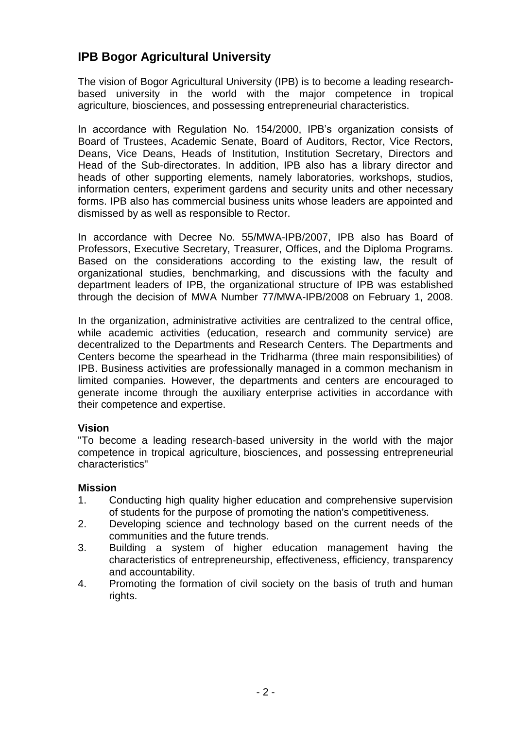## IPB Bogor Agricultural University

The vision of Bogor Agricultural University (IPB) is to become a leading research-based university in the world with the major competence in tropical agriculture, biosciences, and possessing entrepreneurial characteristics.

In accordance with Regulation No. 154/2000, IPB's organization consists of Board of Trustees, Academic Senate, Board of Auditors, Rector, Vice Rectors, Deans, Vice Deans, Heads of Institution, Institution Secretary, Directors and Head of the Sub-directorates. In addition, IPB also has a library director and heads of other supporting elements, namely laboratories, workshops, studios, information centers, experiment gardens and security units and other necessary forms. IPB also has commercial business units whose leaders are appointed and dismissed by as well as responsible to Rector.

In accordance with Decree No. 55/MWA-IPB/2007, IPB also has Board of Professors, Executive Secretary, Treasurer, Offices, and the Diploma Programs. Based on the considerations according to the existing law, the result of organizational studies, benchmarking, and discussions with the faculty and department leaders of IPB, the organizational structure of IPB was established through the decision of MWA Number 77/MWA-IPB/2008 on February 1, 2008.

In the organization, administrative activities are centralized to the central office, while academic activities (education, research and community service) are decentralized to the Departments and Research Centers. The Departments and Centers become the spearhead in the Tridharma (three main responsibilities) of IPB. Business activities are professionally managed in a common mechanism in limited companies. However, the departments and centers are encouraged to generate income through the auxiliary enterprise activities in accordance with their competence and expertise.

**Vision**

"To become a leading research-based university in the world with the major competence in tropical agriculture, biosciences, and possessing entrepreneurial characteristics"

**Mission**

1. Conducting high quality higher education and comprehensive supervision of students for the purpose of promoting the nation's competitiveness.
2. Developing science and technology based on the current needs of the communities and the future trends.
3. Building a system of higher education management having the characteristics of entrepreneurship, effectiveness, efficiency, transparency and accountability.
4. Promoting the formation of civil society on the basis of truth and human rights.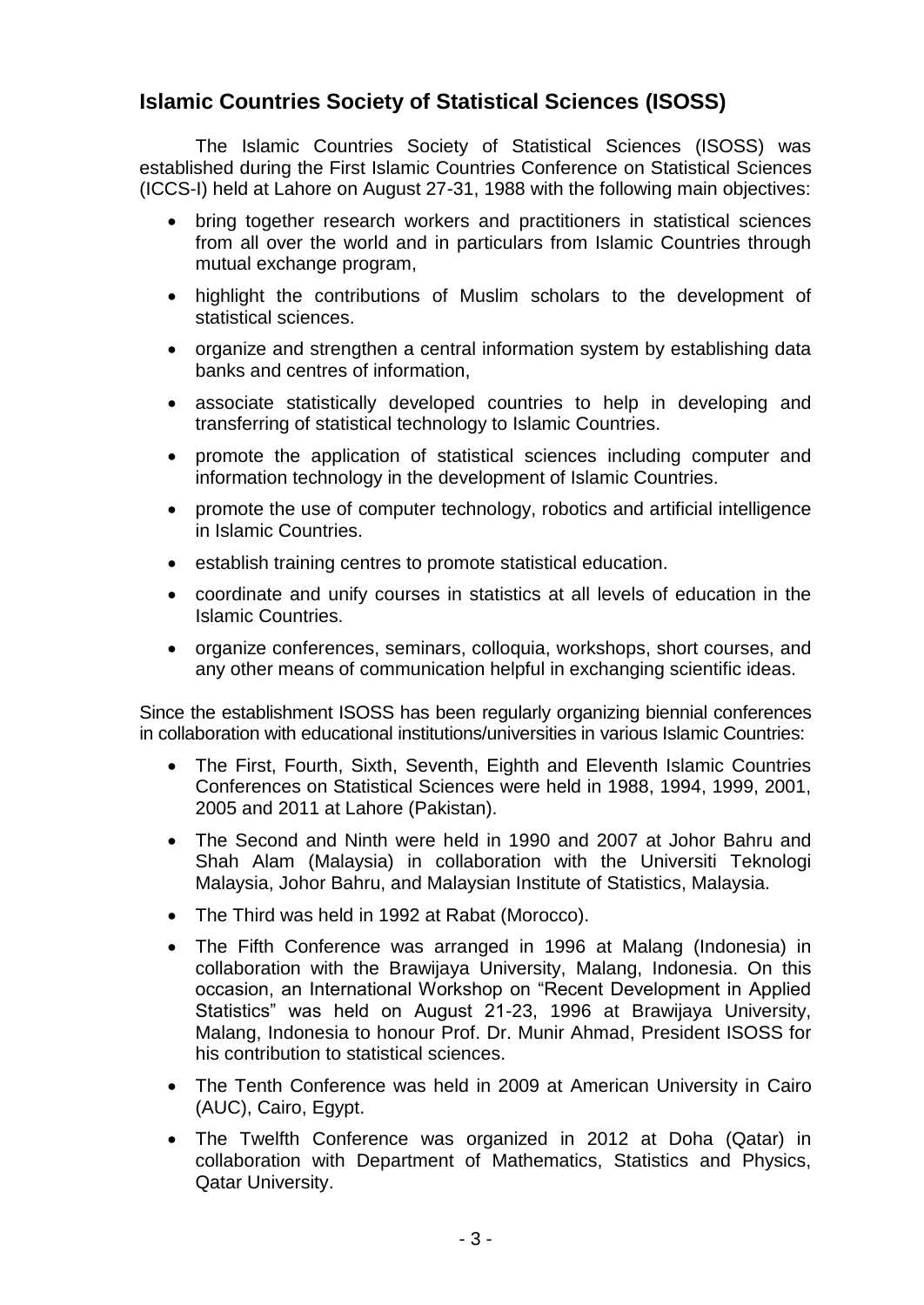## Islamic Countries Society of Statistical Sciences (ISOSS)

The Islamic Countries Society of Statistical Sciences (ISOSS) was established during the First Islamic Countries Conference on Statistical Sciences (ICCS-I) held at Lahore on August 27-31, 1988 with the following main objectives:

- bring together research workers and practitioners in statistical sciences from all over the world and in particulars from Islamic Countries through mutual exchange program,
- highlight the contributions of Muslim scholars to the development of statistical sciences.
- organize and strengthen a central information system by establishing data banks and centres of information,
- associate statistically developed countries to help in developing and transferring of statistical technology to Islamic Countries.
- promote the application of statistical sciences including computer and information technology in the development of Islamic Countries.
- promote the use of computer technology, robotics and artificial intelligence in Islamic Countries.
- establish training centres to promote statistical education.
- coordinate and unify courses in statistics at all levels of education in the Islamic Countries.
- organize conferences, seminars, colloquia, workshops, short courses, and any other means of communication helpful in exchanging scientific ideas.

Since the establishment ISOSS has been regularly organizing biennial conferences in collaboration with educational institutions/universities in various Islamic Countries:

- The First, Fourth, Sixth, Seventh, Eighth and Eleventh Islamic Countries Conferences on Statistical Sciences were held in 1988, 1994, 1999, 2001, 2005 and 2011 at Lahore (Pakistan).
- The Second and Ninth were held in 1990 and 2007 at Johor Bahru and Shah Alam (Malaysia) in collaboration with the Universiti Teknologi Malaysia, Johor Bahru, and Malaysian Institute of Statistics, Malaysia.
- The Third was held in 1992 at Rabat (Morocco).
- The Fifth Conference was arranged in 1996 at Malang (Indonesia) in collaboration with the Brawijaya University, Malang, Indonesia. On this occasion, an International Workshop on "Recent Development in Applied Statistics" was held on August 21-23, 1996 at Brawijaya University, Malang, Indonesia to honour Prof. Dr. Munir Ahmad, President ISOSS for his contribution to statistical sciences.
- The Tenth Conference was held in 2009 at American University in Cairo (AUC), Cairo, Egypt.
- The Twelfth Conference was organized in 2012 at Doha (Qatar) in collaboration with Department of Mathematics, Statistics and Physics, Qatar University.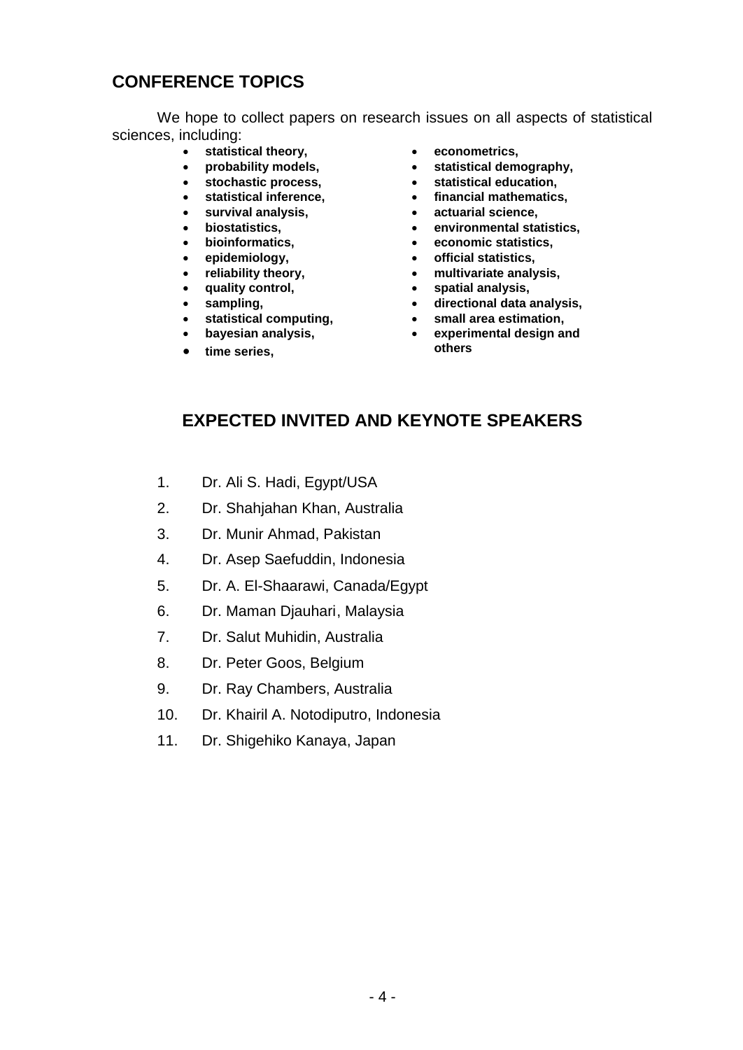## CONFERENCE TOPICS

We hope to collect papers on research issues on all aspects of statistical sciences, including:

- **statistical theory,**
- **probability models,**
- **stochastic process,**
- **statistical inference,**
- **survival analysis,**
- **biostatistics,**
- **bioinformatics,**
- **epidemiology,**
- **reliability theory,**
- **quality control,**
- **sampling,**
- **statistical computing,**
- **bayesian analysis,**
- **time series,**
- **econometrics,**
- **statistical demography,**
- **statistical education,**
- **financial mathematics,**
- **actuarial science,**
- **environmental statistics,**
- **economic statistics,**
- **official statistics,**
- **multivariate analysis,**
- **spatial analysis,**
- **directional data analysis,**
- **small area estimation,**
- **experimental design and others**

## EXPECTED INVITED AND KEYNOTE SPEAKERS

1. Dr. Ali S. Hadi, Egypt/USA
2. Dr. Shahjahan Khan, Australia
3. Dr. Munir Ahmad, Pakistan
4. Dr. Asep Saefuddin, Indonesia
5. Dr. A. El-Shaarawi, Canada/Egypt
6. Dr. Maman Djauhari, Malaysia
7. Dr. Salut Muhidin, Australia
8. Dr. Peter Goos, Belgium
9. Dr. Ray Chambers, Australia
10. Dr. Khairil A. Notodiputro, Indonesia
11. Dr. Shigehiko Kanaya, Japan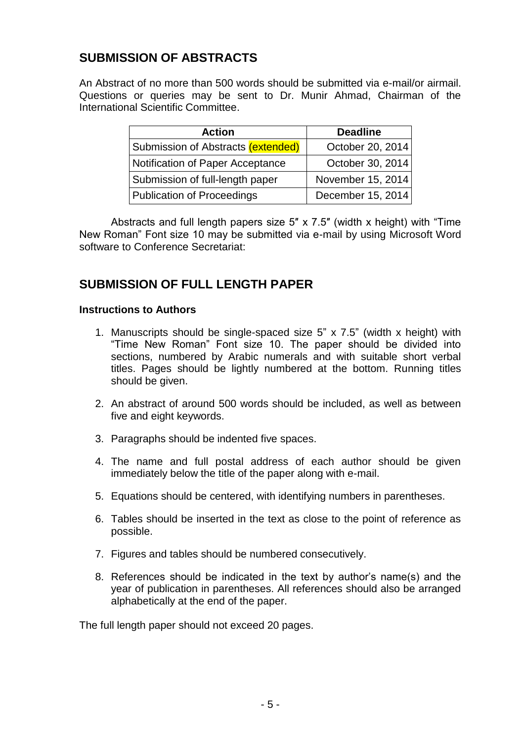## SUBMISSION OF ABSTRACTS

An Abstract of no more than 500 words should be submitted via e-mail/or airmail. Questions or queries may be sent to Dr. Munir Ahmad, Chairman of the International Scientific Committee.

| Action | Deadline |
|---|---|
| Submission of Abstracts (extended) | October 20, 2014 |
| Notification of Paper Acceptance | October 30, 2014 |
| Submission of full-length paper | November 15, 2014 |
| Publication of Proceedings | December 15, 2014 |

Abstracts and full length papers size 5″ x 7.5″ (width x height) with "Time New Roman" Font size 10 may be submitted via e-mail by using Microsoft Word software to Conference Secretariat:

## SUBMISSION OF FULL LENGTH PAPER

**Instructions to Authors**

1. Manuscripts should be single-spaced size 5" x 7.5" (width x height) with "Time New Roman" Font size 10. The paper should be divided into sections, numbered by Arabic numerals and with suitable short verbal titles. Pages should be lightly numbered at the bottom. Running titles should be given.

2. An abstract of around 500 words should be included, as well as between five and eight keywords.

3. Paragraphs should be indented five spaces.

4. The name and full postal address of each author should be given immediately below the title of the paper along with e-mail.

5. Equations should be centered, with identifying numbers in parentheses.

6. Tables should be inserted in the text as close to the point of reference as possible.

7. Figures and tables should be numbered consecutively.

8. References should be indicated in the text by author's name(s) and the year of publication in parentheses. All references should also be arranged alphabetically at the end of the paper.

The full length paper should not exceed 20 pages.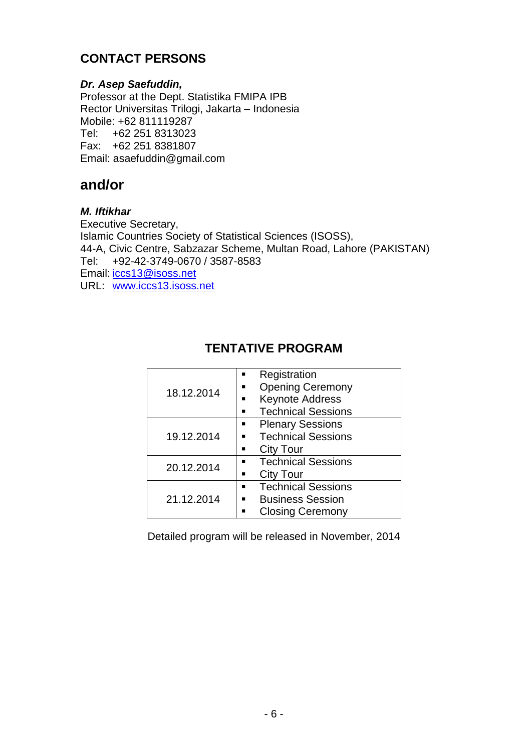## CONTACT PERSONS

***Dr. Asep Saefuddin,***
Professor at the Dept. Statistika FMIPA IPB
Rector Universitas Trilogi, Jakarta – Indonesia
Mobile: +62 811119287
Tel: +62 251 8313023
Fax: +62 251 8381807
Email: asaefuddin@gmail.com

## and/or

***M. Iftikhar***
Executive Secretary,
Islamic Countries Society of Statistical Sciences (ISOSS),
44-A, Civic Centre, Sabzazar Scheme, Multan Road, Lahore (PAKISTAN)
Tel: +92-42-3749-0670 / 3587-8583
Email: iccs13@isoss.net
URL: www.iccs13.isoss.net

## TENTATIVE PROGRAM

| Date | Program |
|---|---|
| 18.12.2014 | ▪ Registration<br>▪ Opening Ceremony<br>▪ Keynote Address<br>▪ Technical Sessions |
| 19.12.2014 | ▪ Plenary Sessions<br>▪ Technical Sessions<br>▪ City Tour |
| 20.12.2014 | ▪ Technical Sessions<br>▪ City Tour |
| 21.12.2014 | ▪ Technical Sessions<br>▪ Business Session<br>▪ Closing Ceremony |

Detailed program will be released in November, 2014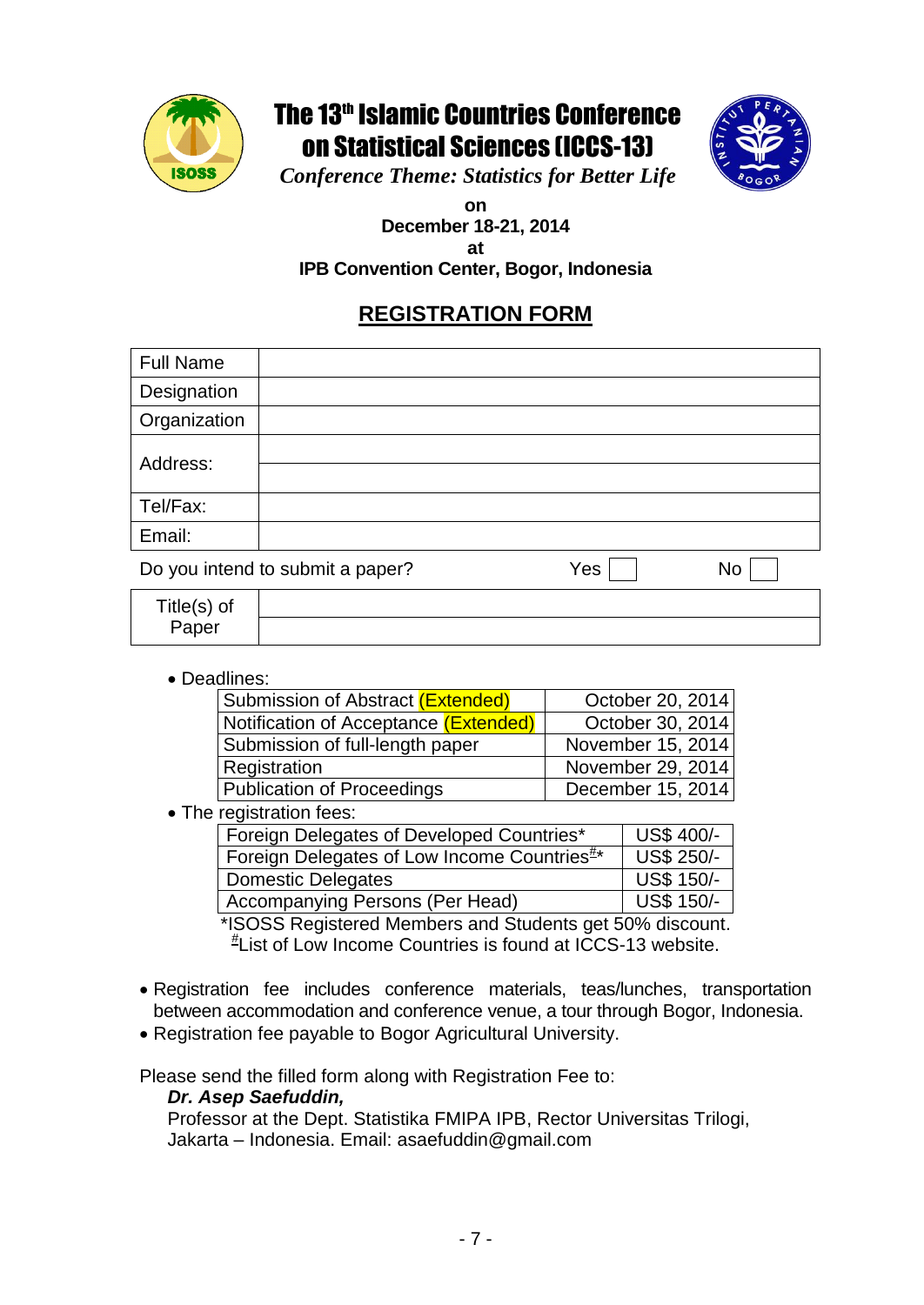# The 13th Islamic Countries Conference on Statistical Sciences (ICCS-13)

*Conference Theme: Statistics for Better Life*

**on**

**December 18-21, 2014**

**at**

**IPB Convention Center, Bogor, Indonesia**

## REGISTRATION FORM

| | |
|---|---|
| Full Name | |
| Designation | |
| Organization | |
| Address: | |
| | |
| Tel/Fax: | |
| Email: | |

Do you intend to submit a paper? Yes ☐ No ☐

| | |
|---|---|
| Title(s) of Paper | |
| | |

- Deadlines:

| | |
|---|---|
| Submission of Abstract (Extended) | October 20, 2014 |
| Notification of Acceptance (Extended) | October 30, 2014 |
| Submission of full-length paper | November 15, 2014 |
| Registration | November 29, 2014 |
| Publication of Proceedings | December 15, 2014 |

- The registration fees:

| | |
|---|---|
| Foreign Delegates of Developed Countries* | US$ 400/- |
| Foreign Delegates of Low Income Countries#* | US$ 250/- |
| Domestic Delegates | US$ 150/- |
| Accompanying Persons (Per Head) | US$ 150/- |

*ISOSS Registered Members and Students get 50% discount.
#List of Low Income Countries is found at ICCS-13 website.

- Registration fee includes conference materials, teas/lunches, transportation between accommodation and conference venue, a tour through Bogor, Indonesia.
- Registration fee payable to Bogor Agricultural University.

Please send the filled form along with Registration Fee to:

***Dr. Asep Saefuddin,***
Professor at the Dept. Statistika FMIPA IPB, Rector Universitas Trilogi, Jakarta – Indonesia. Email: asaefuddin@gmail.com